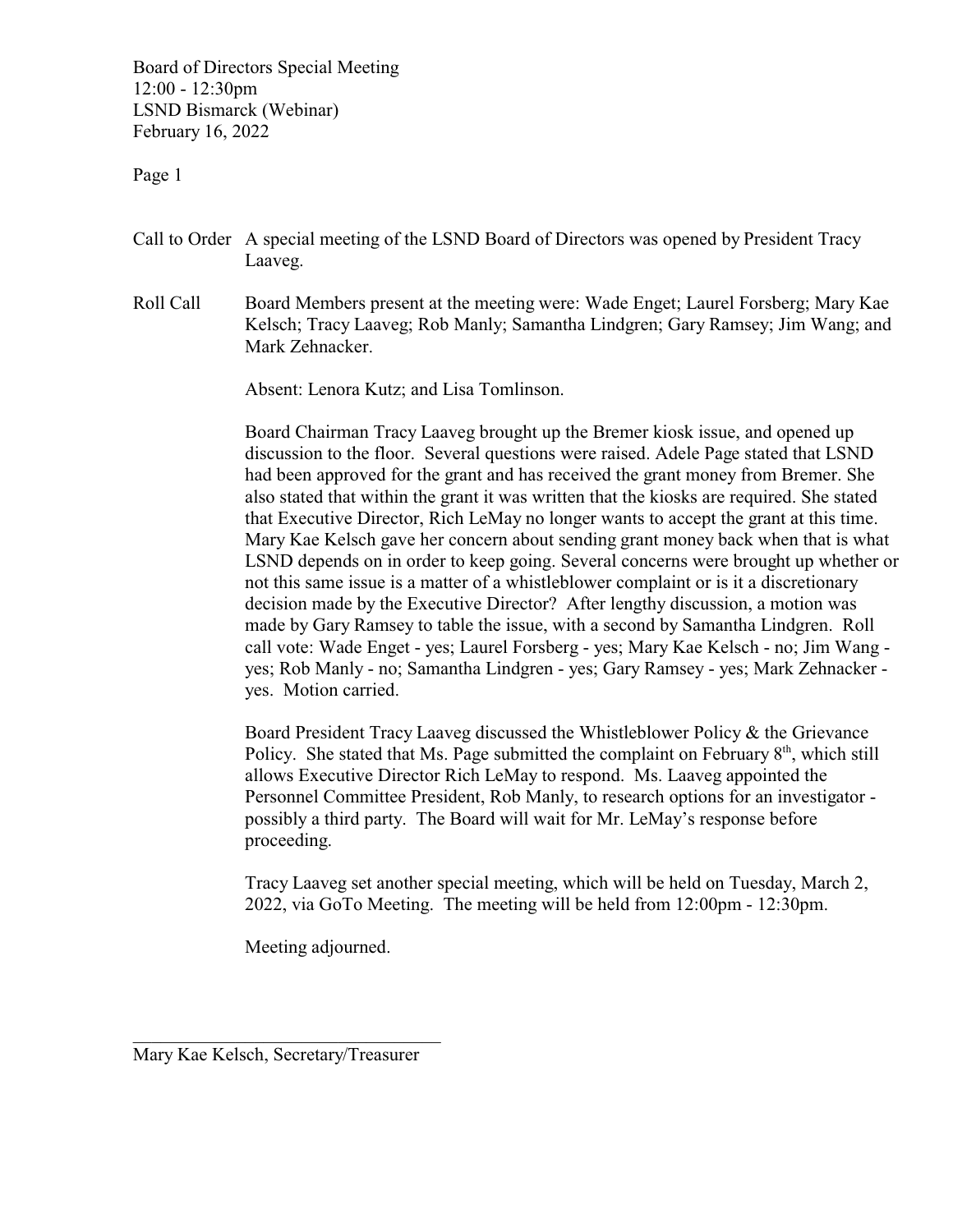Board of Directors Special Meeting
12:00 - 12:30pm
LSND Bismarck (Webinar)
February 16, 2022

Page 1

**Call to Order** A special meeting of the LSND Board of Directors was opened by President Tracy Laaveg.

**Roll Call** Board Members present at the meeting were: Wade Enget; Laurel Forsberg; Mary Kae Kelsch; Tracy Laaveg; Rob Manly; Samantha Lindgren; Gary Ramsey; Jim Wang; and Mark Zehnacker.

Absent: Lenora Kutz; and Lisa Tomlinson.

Board Chairman Tracy Laaveg brought up the Bremer kiosk issue, and opened up discussion to the floor. Several questions were raised. Adele Page stated that LSND had been approved for the grant and has received the grant money from Bremer. She also stated that within the grant it was written that the kiosks are required. She stated that Executive Director, Rich LeMay no longer wants to accept the grant at this time. Mary Kae Kelsch gave her concern about sending grant money back when that is what LSND depends on in order to keep going. Several concerns were brought up whether or not this same issue is a matter of a whistleblower complaint or is it a discretionary decision made by the Executive Director? After lengthy discussion, a motion was made by Gary Ramsey to table the issue, with a second by Samantha Lindgren. Roll call vote: Wade Enget - yes; Laurel Forsberg - yes; Mary Kae Kelsch - no; Jim Wang - yes; Rob Manly - no; Samantha Lindgren - yes; Gary Ramsey - yes; Mark Zehnacker - yes. Motion carried.

Board President Tracy Laaveg discussed the Whistleblower Policy & the Grievance Policy. She stated that Ms. Page submitted the complaint on February 8th, which still allows Executive Director Rich LeMay to respond. Ms. Laaveg appointed the Personnel Committee President, Rob Manly, to research options for an investigator - possibly a third party. The Board will wait for Mr. LeMay's response before proceeding.

Tracy Laaveg set another special meeting, which will be held on Tuesday, March 2, 2022, via GoTo Meeting. The meeting will be held from 12:00pm - 12:30pm.

Meeting adjourned.

\_\_\_\_\_\_\_\_\_\_\_\_\_\_\_\_\_\_\_\_\_\_\_\_\_\_\_\_\_\_\_\_\_\_
Mary Kae Kelsch, Secretary/Treasurer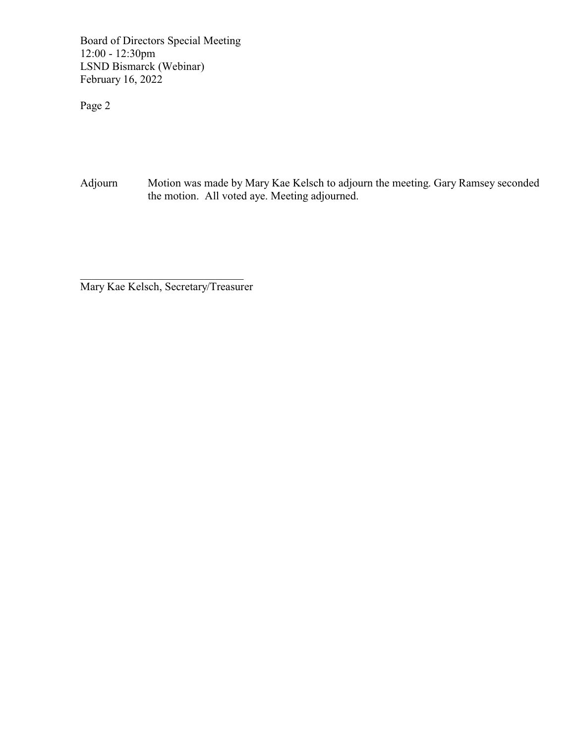Adjourn — Motion was made by Mary Kae Kelsch to adjourn the meeting. Gary Ramsey seconded the motion. All voted aye. Meeting adjourned.

______________________________
Mary Kae Kelsch, Secretary/Treasurer